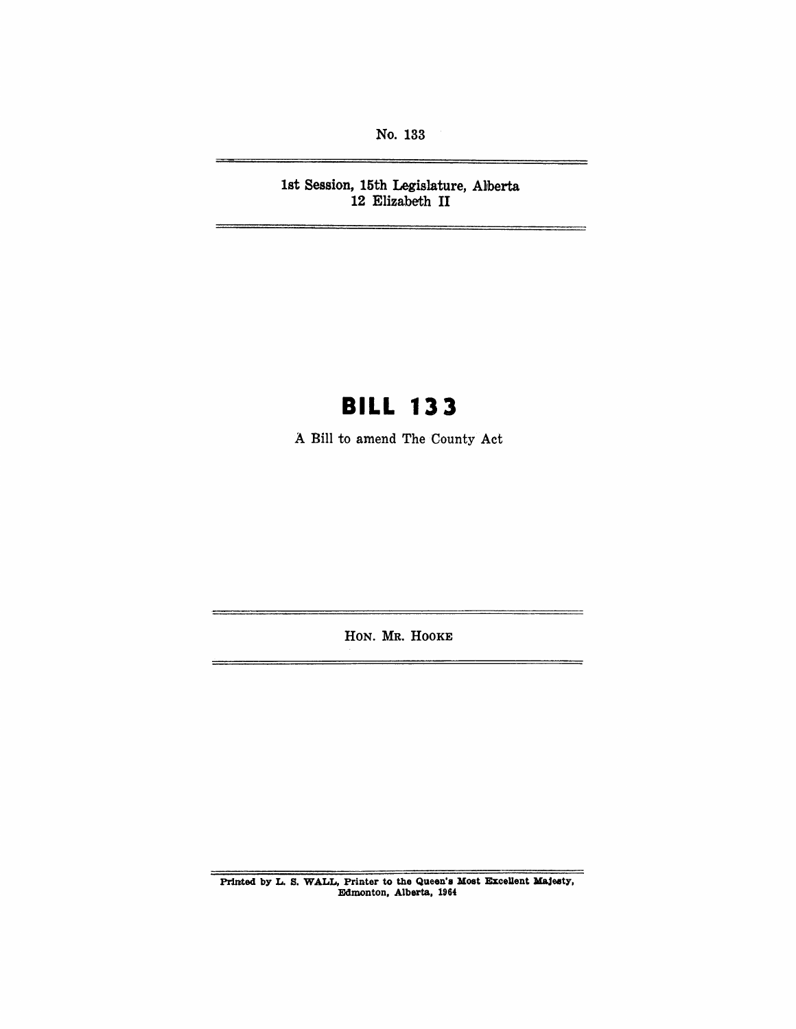No. 133

1st Session, 15th Legislature, Alberta
12 Elizabeth II

# BILL 133

A Bill to amend The County Act

HON. MR. HOOKE

Printed by L. S. WALL, Printer to the Queen's Most Excellent Majesty, Edmonton, Alberta, 1964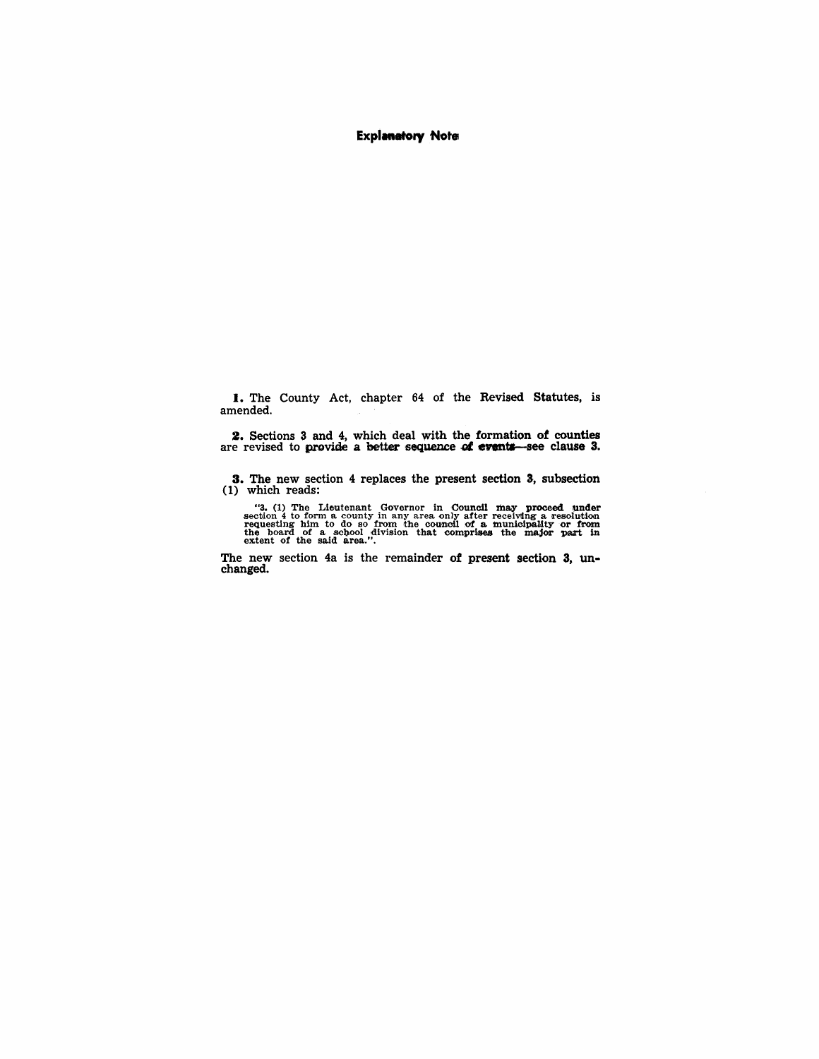## Explanatory Note

**1.** The County Act, chapter 64 of the Revised Statutes, is amended.

**2.** Sections 3 and 4, which deal with the formation of counties are revised to provide a better sequence of events—see clause 3.

**3.** The new section 4 replaces the present section 3, subsection (1) which reads:

> "3. (1) The Lieutenant Governor in Council may proceed under section 4 to form a county in any area only after receiving a resolution requesting him to do so from the council of a municipality or from the board of a school division that comprises the major part in extent of the said area.".

The new section 4a is the remainder of present section 3, unchanged.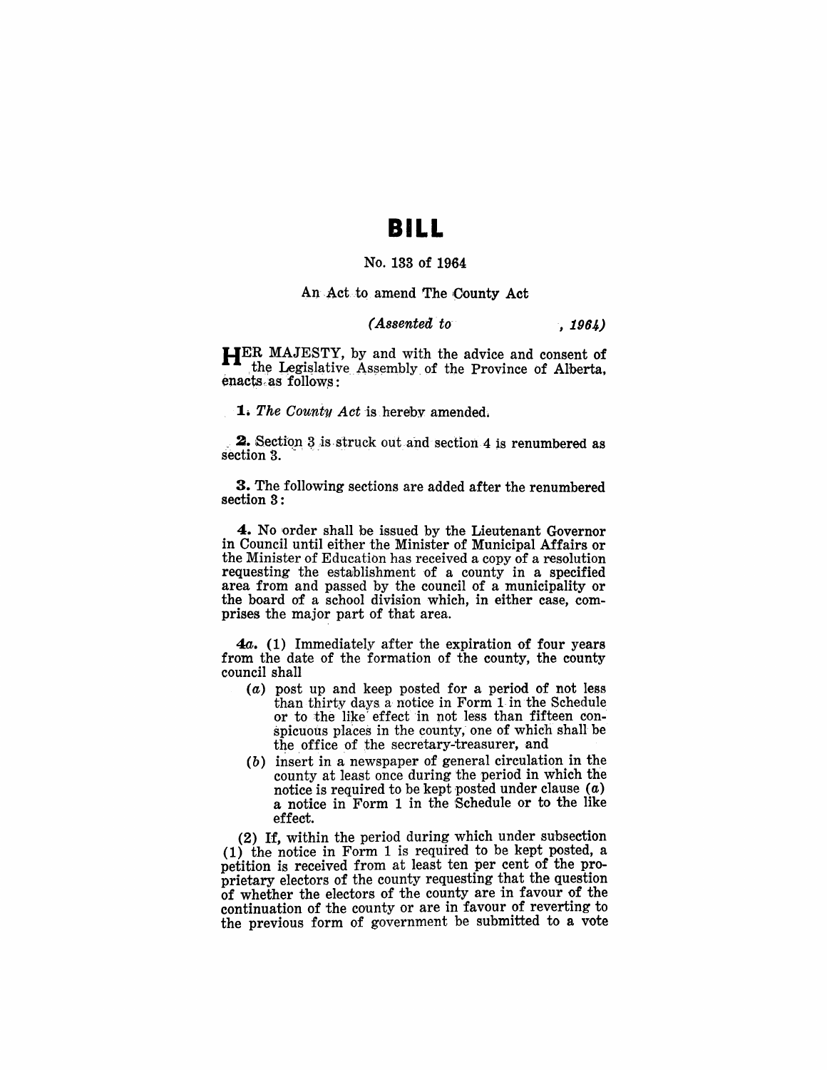# BILL

No. 133 of 1964

An Act to amend The County Act

*(Assented to , 1964)*

HER MAJESTY, by and with the advice and consent of the Legislative Assembly of the Province of Alberta, enacts as follows:

**1.** *The County Act* is hereby amended.

**2.** Section 3 is struck out and section 4 is renumbered as section 3.

**3.** The following sections are added after the renumbered section 3:

**4.** No order shall be issued by the Lieutenant Governor in Council until either the Minister of Municipal Affairs or the Minister of Education has received a copy of a resolution requesting the establishment of a county in a specified area from and passed by the council of a municipality or the board of a school division which, in either case, comprises the major part of that area.

***4a.*** (1) Immediately after the expiration of four years from the date of the formation of the county, the county council shall

- (*a*) post up and keep posted for a period of not less than thirty days a notice in Form 1 in the Schedule or to the like effect in not less than fifteen conspicuous places in the county, one of which shall be the office of the secretary-treasurer, and
- (*b*) insert in a newspaper of general circulation in the county at least once during the period in which the notice is required to be kept posted under clause (*a*) a notice in Form 1 in the Schedule or to the like effect.

(2) If, within the period during which under subsection (1) the notice in Form 1 is required to be kept posted, a petition is received from at least ten per cent of the proprietary electors of the county requesting that the question of whether the electors of the county are in favour of the continuation of the county or are in favour of reverting to the previous form of government be submitted to a vote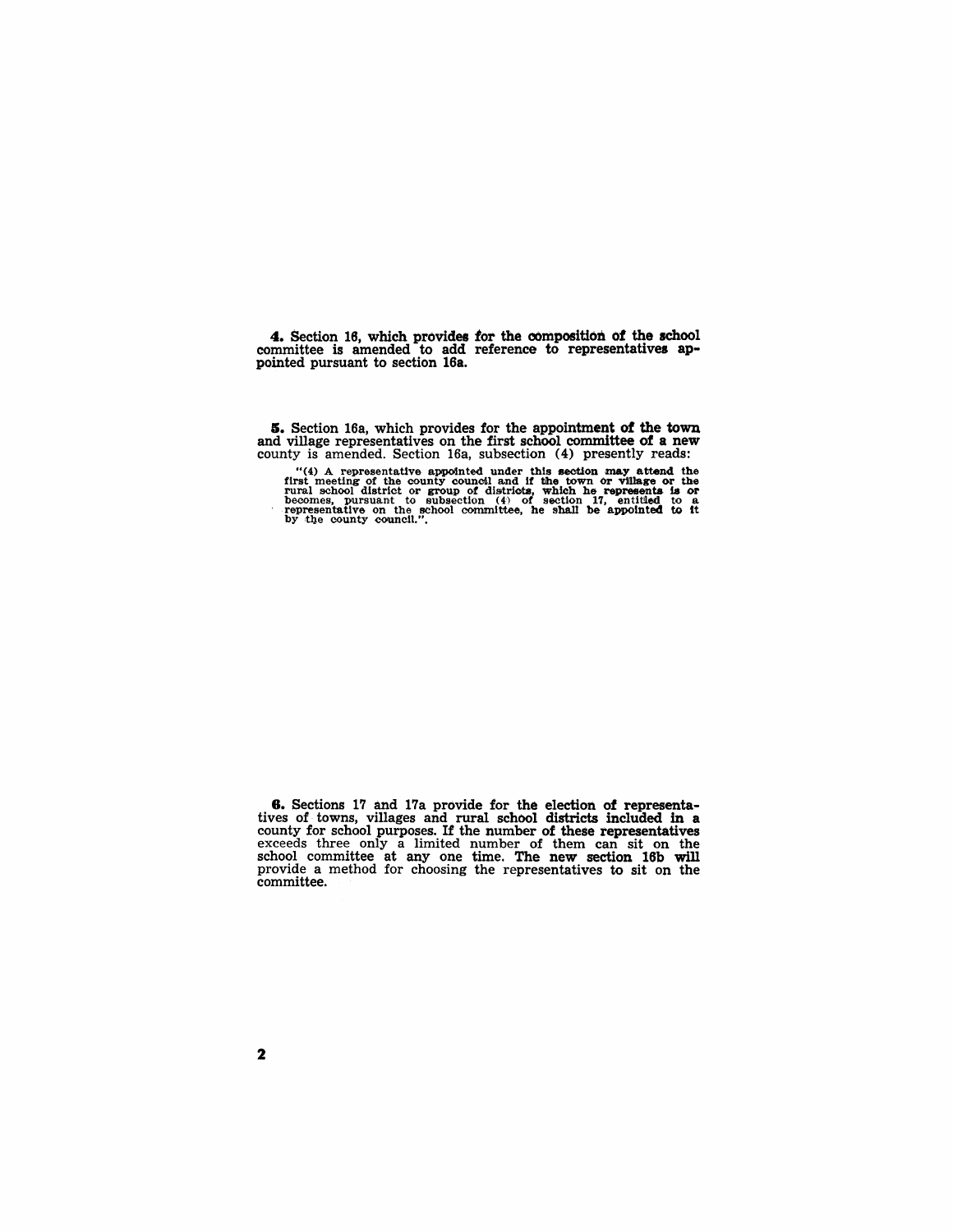**4.** Section 16, which provides for the composition of the school committee is amended to add reference to representatives appointed pursuant to section 16a.

**5.** Section 16a, which provides for the appointment of the town and village representatives on the first school committee of a new county is amended. Section 16a, subsection (4) presently reads:

> "(4) A representative appointed under this section may attend the first meeting of the county council and if the town or village or the rural school district or group of districts, which he represents is or becomes, pursuant to subsection (4) of section 17, entitled to a representative on the school committee, he shall be appointed to it by the county council.".

**6.** Sections 17 and 17a provide for the election of representatives of towns, villages and rural school districts included in a county for school purposes. If the number of these representatives exceeds three only a limited number of them can sit on the school committee at any one time. The new section 16b will provide a method for choosing the representatives to sit on the committee.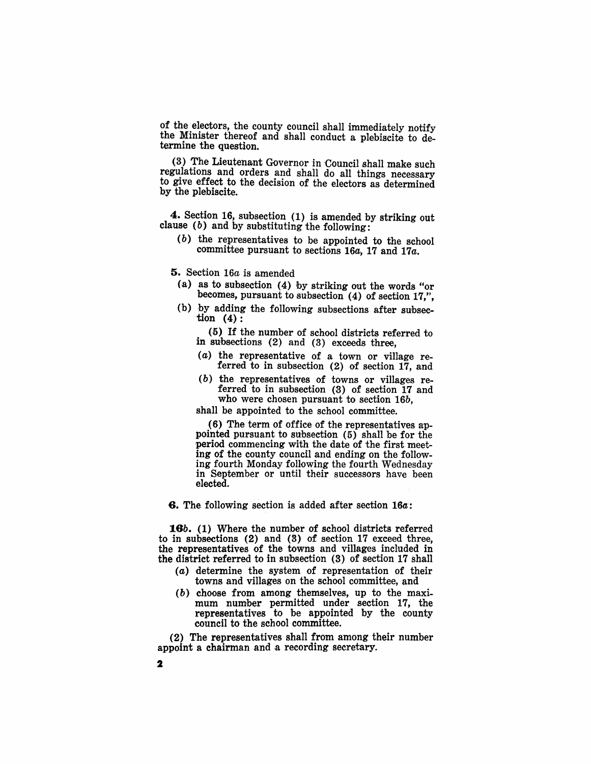of the electors, the county council shall immediately notify the Minister thereof and shall conduct a plebiscite to determine the question.

(3) The Lieutenant Governor in Council shall make such regulations and orders and shall do all things necessary to give effect to the decision of the electors as determined by the plebiscite.

**4.** Section 16, subsection (1) is amended by striking out clause (*b*) and by substituting the following:

(*b*) the representatives to be appointed to the school committee pursuant to sections 16*a*, 17 and 17*a*.

**5.** Section 16*a* is amended

(a) as to subsection (4) by striking out the words "or becomes, pursuant to subsection (4) of section 17,",

(b) by adding the following subsections after subsection (4):

(5) If the number of school districts referred to in subsections (2) and (3) exceeds three,

(*a*) the representative of a town or village referred to in subsection (2) of section 17, and

(*b*) the representatives of towns or villages referred to in subsection (3) of section 17 and who were chosen pursuant to section 16*b*,

shall be appointed to the school committee.

(6) The term of office of the representatives appointed pursuant to subsection (5) shall be for the period commencing with the date of the first meeting of the county council and ending on the following fourth Monday following the fourth Wednesday in September or until their successors have been elected.

**6.** The following section is added after section 16*a*:

**16*b*.** (1) Where the number of school districts referred to in subsections (2) and (3) of section 17 exceed three, the representatives of the towns and villages included in the district referred to in subsection (3) of section 17 shall

(*a*) determine the system of representation of their towns and villages on the school committee, and

(*b*) choose from among themselves, up to the maximum number permitted under section 17, the representatives to be appointed by the county council to the school committee.

(2) The representatives shall from among their number appoint a chairman and a recording secretary.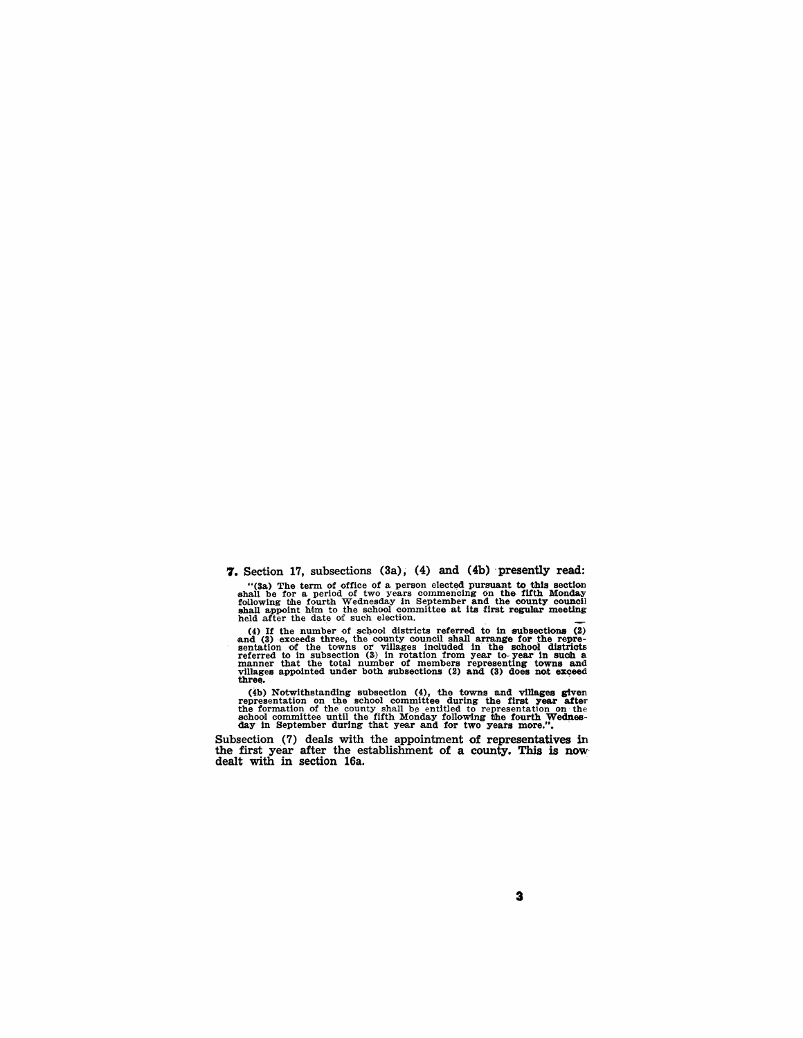**7.** Section 17, subsections (3a), (4) and (4b) presently read:

> "(3a) The term of office of a person elected pursuant to this section shall be for a period of two years commencing on the fifth Monday following the fourth Wednesday in September and the county council shall appoint him to the school committee at its first regular meeting held after the date of such election.
>
> (4) If the number of school districts referred to in subsections (2) and (3) exceeds three, the county council shall arrange for the representation of the towns or villages included in the school districts referred to in subsection (3) in rotation from year to year in such a manner that the total number of members representing towns and villages appointed under both subsections (2) and (3) does not exceed three.
>
> (4b) Notwithstanding subsection (4), the towns and villages given representation on the school committee during the first year after the formation of the county shall be entitled to representation on the school committee until the fifth Monday following the fourth Wednesday in September during that year and for two years more.".

Subsection (7) deals with the appointment of representatives in the first year after the establishment of a county. This is now dealt with in section 16a.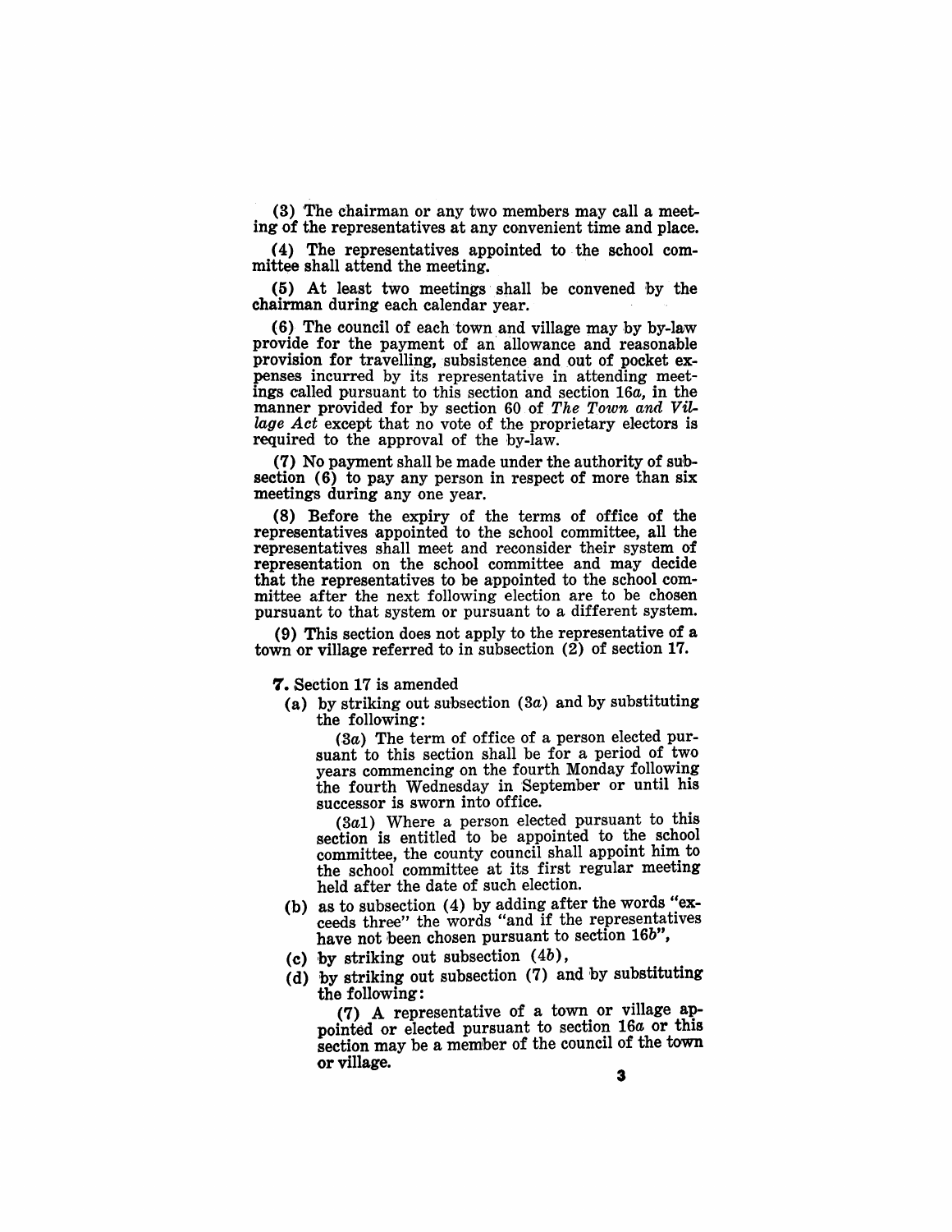(3) The chairman or any two members may call a meeting of the representatives at any convenient time and place.

(4) The representatives appointed to the school committee shall attend the meeting.

(5) At least two meetings shall be convened by the chairman during each calendar year.

(6) The council of each town and village may by by-law provide for the payment of an allowance and reasonable provision for travelling, subsistence and out of pocket expenses incurred by its representative in attending meetings called pursuant to this section and section 16*a*, in the manner provided for by section 60 of *The Town and Village Act* except that no vote of the proprietary electors is required to the approval of the by-law.

(7) No payment shall be made under the authority of subsection (6) to pay any person in respect of more than six meetings during any one year.

(8) Before the expiry of the terms of office of the representatives appointed to the school committee, all the representatives shall meet and reconsider their system of representation on the school committee and may decide that the representatives to be appointed to the school committee after the next following election are to be chosen pursuant to that system or pursuant to a different system.

(9) This section does not apply to the representative of a town or village referred to in subsection (2) of section 17.

**7.** Section 17 is amended

(a) by striking out subsection (3*a*) and by substituting the following:

> (3*a*) The term of office of a person elected pursuant to this section shall be for a period of two years commencing on the fourth Monday following the fourth Wednesday in September or until his successor is sworn into office.
>
> (3*a*1) Where a person elected pursuant to this section is entitled to be appointed to the school committee, the county council shall appoint him to the school committee at its first regular meeting held after the date of such election.

(b) as to subsection (4) by adding after the words "exceeds three" the words "and if the representatives have not been chosen pursuant to section 16*b*",

(c) by striking out subsection (4*b*),

(d) by striking out subsection (7) and by substituting the following:

> (7) A representative of a town or village appointed or elected pursuant to section 16*a* or this section may be a member of the council of the town or village.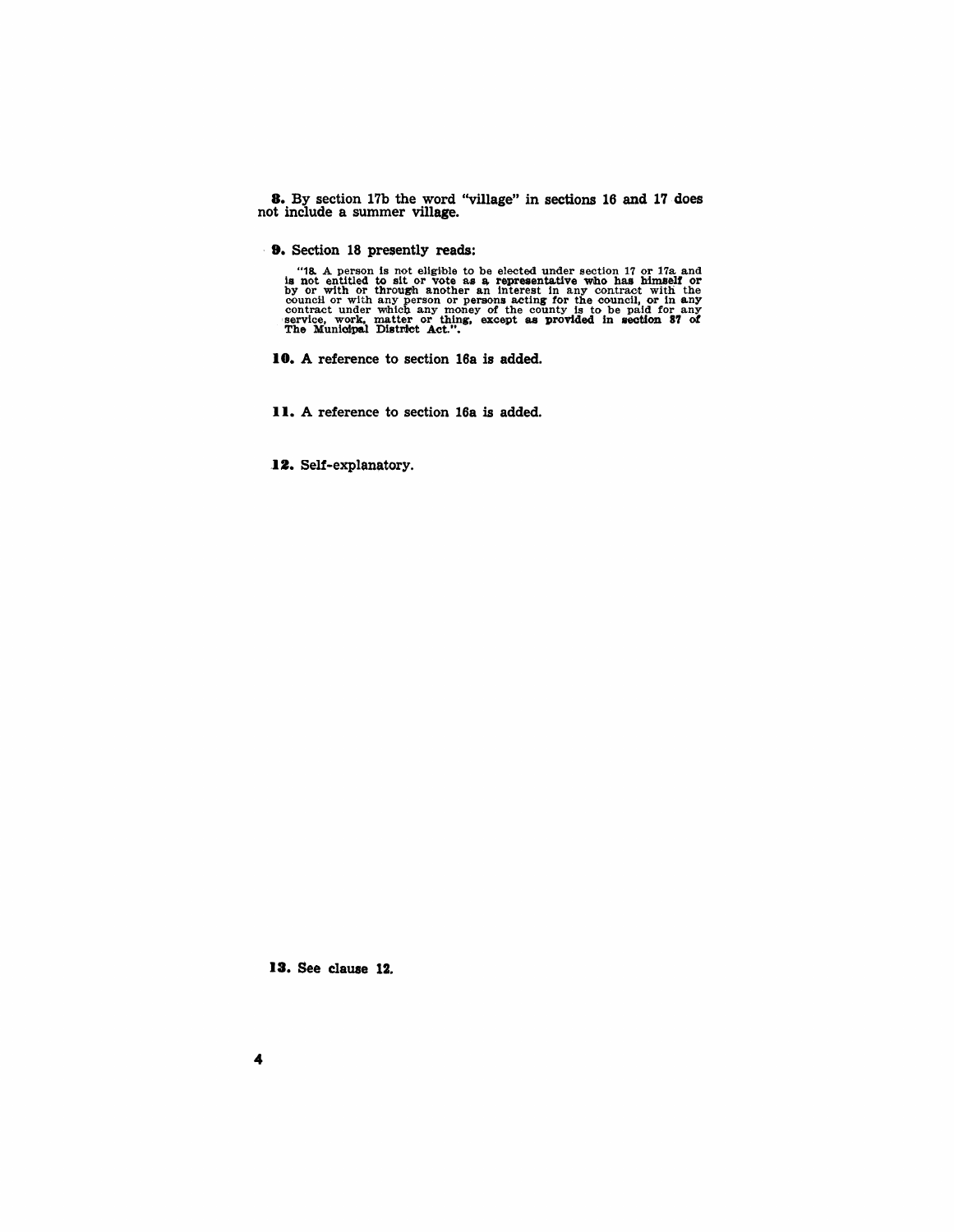**8.** By section 17b the word "village" in sections 16 and 17 does not include a summer village.

**9.** Section 18 presently reads:

> "18. A person is not eligible to be elected under section 17 or 17a and is not entitled to sit or vote as a representative who has himself or by or with or through another an interest in any contract with the council or with any person or persons acting for the council, or in any contract under which any money of the county is to be paid for any service, work, matter or thing, except as provided in section 87 of The Municipal District Act.".

**10.** A reference to section 16a is added.

**11.** A reference to section 16a is added.

**12.** Self-explanatory.

**13.** See clause 12.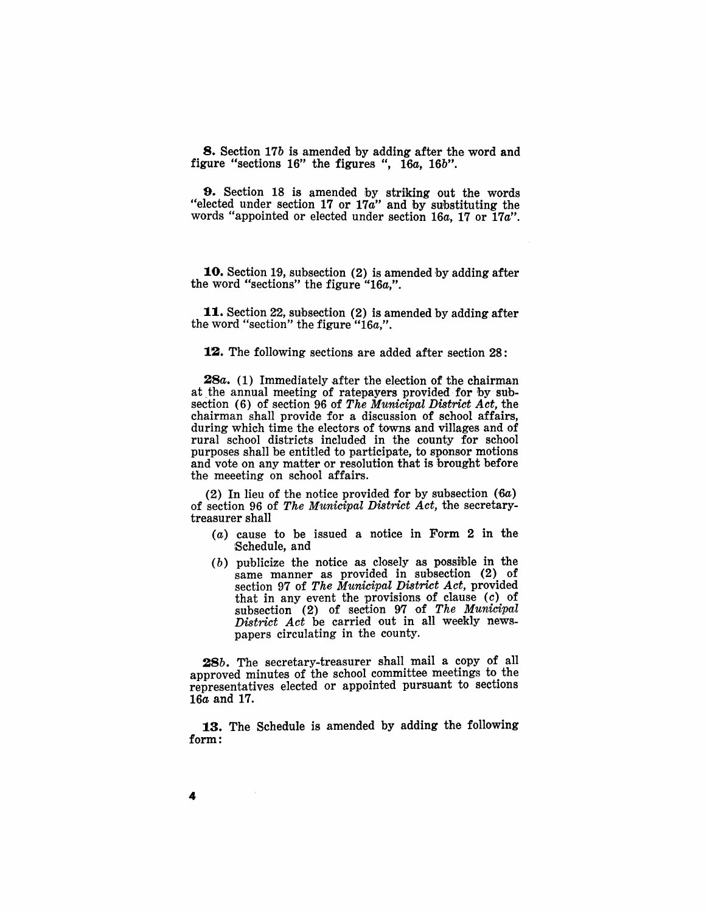**8.** Section 17*b* is amended by adding after the word and figure "sections 16" the figures ", 16*a*, 16*b*".

**9.** Section 18 is amended by striking out the words "elected under section 17 or 17*a*" and by substituting the words "appointed or elected under section 16*a*, 17 or 17*a*".

**10.** Section 19, subsection (2) is amended by adding after the word "sections" the figure "16*a*,".

**11.** Section 22, subsection (2) is amended by adding after the word "section" the figure "16*a*,".

**12.** The following sections are added after section 28:

**28*a*.** (1) Immediately after the election of the chairman at the annual meeting of ratepayers provided for by subsection (6) of section 96 of *The Municipal District Act*, the chairman shall provide for a discussion of school affairs, during which time the electors of towns and villages and of rural school districts included in the county for school purposes shall be entitled to participate, to sponsor motions and vote on any matter or resolution that is brought before the meeeting on school affairs.

(2) In lieu of the notice provided for by subsection (6*a*) of section 96 of *The Municipal District Act*, the secretary-treasurer shall

- (*a*) cause to be issued a notice in Form 2 in the Schedule, and
- (*b*) publicize the notice as closely as possible in the same manner as provided in subsection (2) of section 97 of *The Municipal District Act*, provided that in any event the provisions of clause (*c*) of subsection (2) of section 97 of *The Municipal District Act* be carried out in all weekly newspapers circulating in the county.

**28*b*.** The secretary-treasurer shall mail a copy of all approved minutes of the school committee meetings to the representatives elected or appointed pursuant to sections 16*a* and 17.

**13.** The Schedule is amended by adding the following form: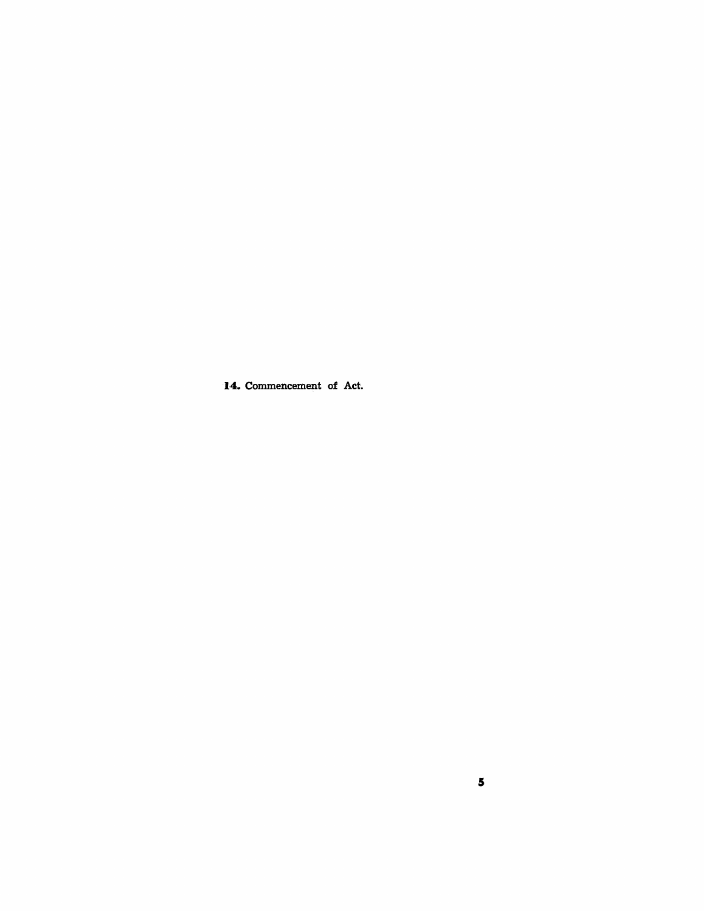**14.** Commencement of Act.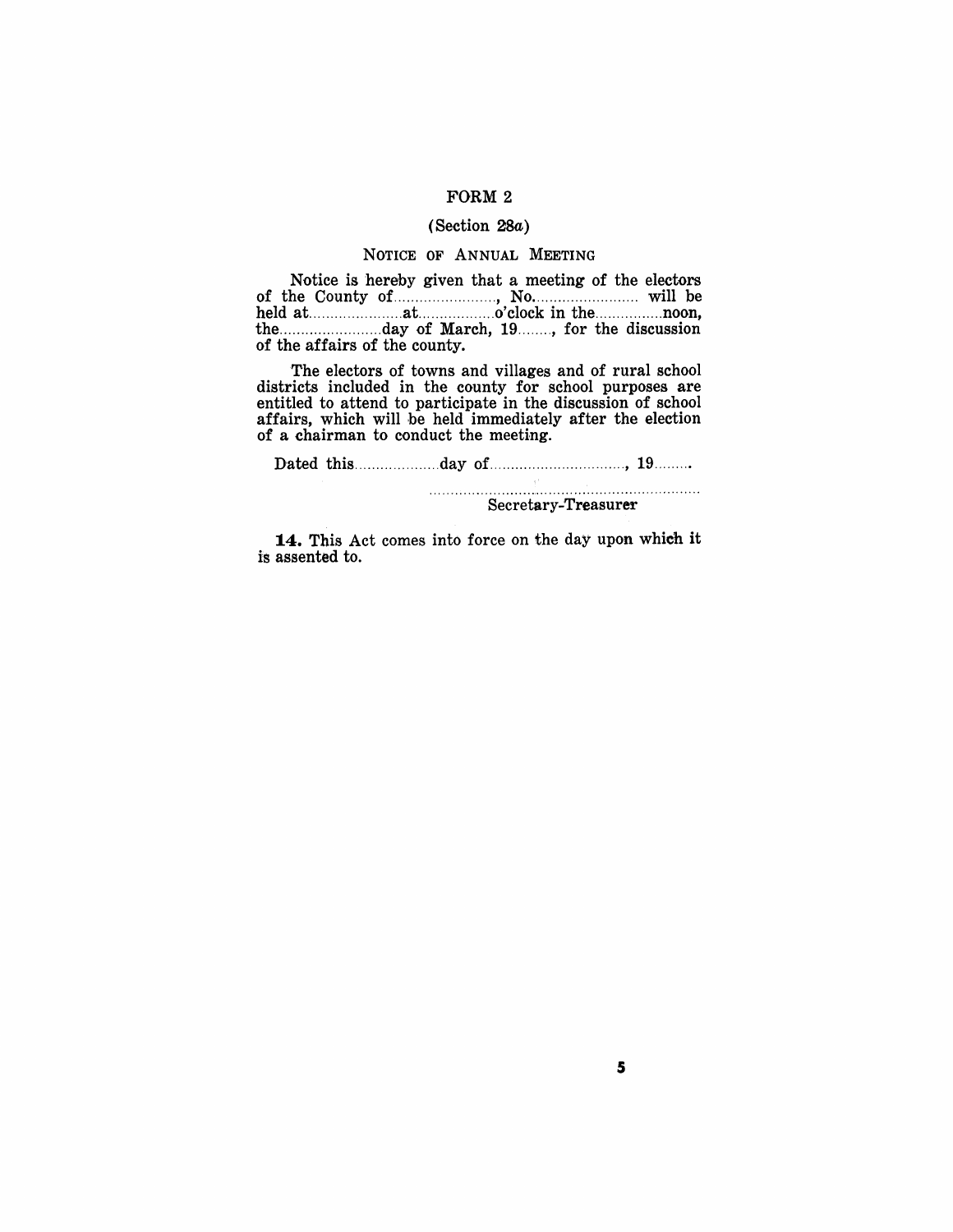## FORM 2

(Section 28*a*)

NOTICE OF ANNUAL MEETING

Notice is hereby given that a meeting of the electors of the County of........................, No........................ will be held at......................at..................o'clock in the................**noon,** the........................day of March, 19........, for the discussion of the affairs of the county.

The electors of towns and villages and of rural school districts included in the county for school purposes are entitled to attend to participate in the discussion of school affairs, which will be held immediately after the election of a chairman to conduct the meeting.

Dated this...................day of................................, 19........

................................................................

Secretary-Treasurer

**14.** This Act comes into force on the day upon which it is assented to.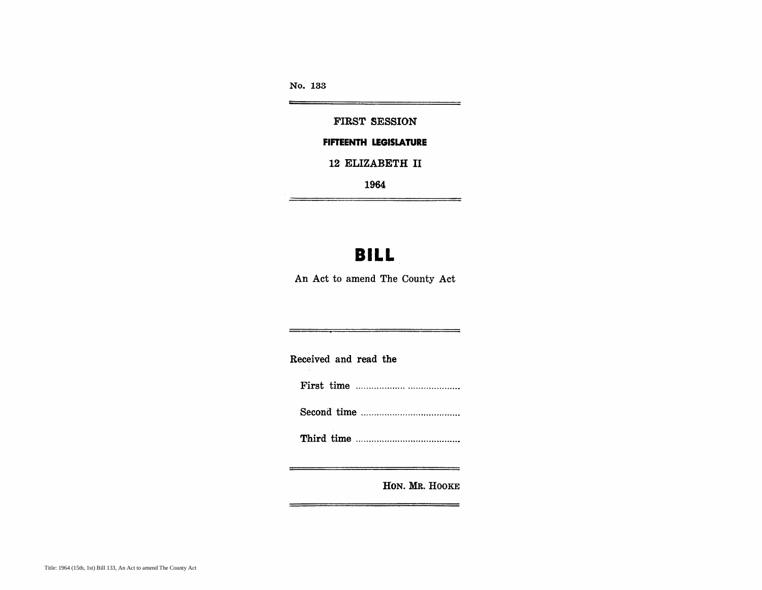No. 133

FIRST SESSION

**FIFTEENTH LEGISLATURE**

12 ELIZABETH II

**1964**

# BILL

An Act to amend The County Act

Received and read the

First time ........................................

Second time ......................................

Third time ........................................

HON. MR. HOOKE

Title: 1964 (15th, 1st) Bill 133, An Act to amend The County Act